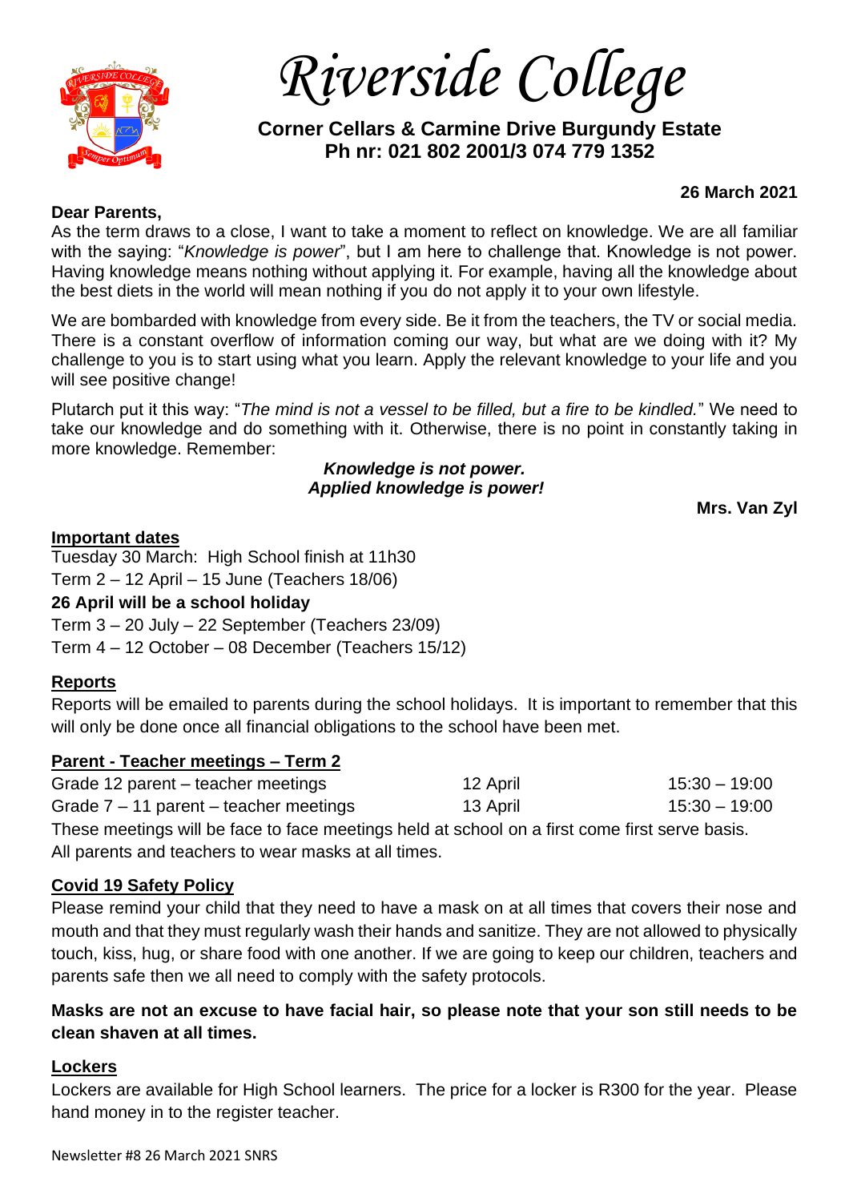# Riverside College

**Corner Cellars & Carmine Drive Burgundy Estate**
**Ph nr: 021 802 2001/3 074 779 1352**

**26 March 2021**

**Dear Parents,**

As the term draws to a close, I want to take a moment to reflect on knowledge. We are all familiar with the saying: "*Knowledge is power*", but I am here to challenge that. Knowledge is not power. Having knowledge means nothing without applying it. For example, having all the knowledge about the best diets in the world will mean nothing if you do not apply it to your own lifestyle.

We are bombarded with knowledge from every side. Be it from the teachers, the TV or social media. There is a constant overflow of information coming our way, but what are we doing with it? My challenge to you is to start using what you learn. Apply the relevant knowledge to your life and you will see positive change!

Plutarch put it this way: "*The mind is not a vessel to be filled, but a fire to be kindled.*" We need to take our knowledge and do something with it. Otherwise, there is no point in constantly taking in more knowledge. Remember:

***Knowledge is not power.***
***Applied knowledge is power!***

**Mrs. Van Zyl**

## Important dates

Tuesday 30 March: High School finish at 11h30
Term 2 – 12 April – 15 June (Teachers 18/06)
**26 April will be a school holiday**
Term 3 – 20 July – 22 September (Teachers 23/09)
Term 4 – 12 October – 08 December (Teachers 15/12)

## Reports

Reports will be emailed to parents during the school holidays. It is important to remember that this will only be done once all financial obligations to the school have been met.

## Parent - Teacher meetings – Term 2

| | | |
|---|---|---|
| Grade 12 parent – teacher meetings | 12 April | 15:30 – 19:00 |
| Grade 7 – 11 parent – teacher meetings | 13 April | 15:30 – 19:00 |

These meetings will be face to face meetings held at school on a first come first serve basis. All parents and teachers to wear masks at all times.

## Covid 19 Safety Policy

Please remind your child that they need to have a mask on at all times that covers their nose and mouth and that they must regularly wash their hands and sanitize. They are not allowed to physically touch, kiss, hug, or share food with one another. If we are going to keep our children, teachers and parents safe then we all need to comply with the safety protocols.

**Masks are not an excuse to have facial hair, so please note that your son still needs to be clean shaven at all times.**

## Lockers

Lockers are available for High School learners. The price for a locker is R300 for the year. Please hand money in to the register teacher.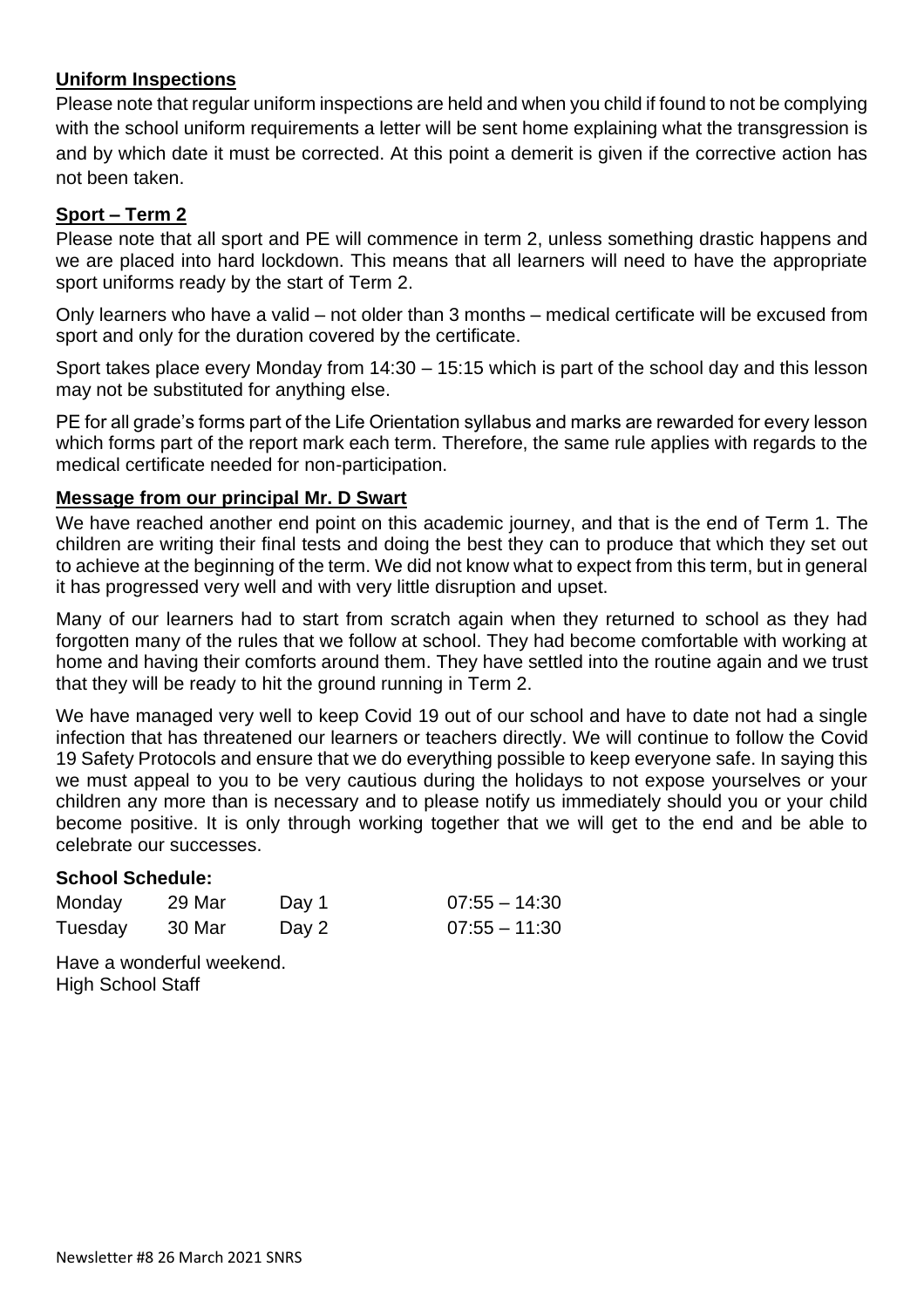## Uniform Inspections

Please note that regular uniform inspections are held and when you child if found to not be complying with the school uniform requirements a letter will be sent home explaining what the transgression is and by which date it must be corrected. At this point a demerit is given if the corrective action has not been taken.

## Sport – Term 2

Please note that all sport and PE will commence in term 2, unless something drastic happens and we are placed into hard lockdown. This means that all learners will need to have the appropriate sport uniforms ready by the start of Term 2.

Only learners who have a valid – not older than 3 months – medical certificate will be excused from sport and only for the duration covered by the certificate.

Sport takes place every Monday from 14:30 – 15:15 which is part of the school day and this lesson may not be substituted for anything else.

PE for all grade's forms part of the Life Orientation syllabus and marks are rewarded for every lesson which forms part of the report mark each term. Therefore, the same rule applies with regards to the medical certificate needed for non-participation.

## Message from our principal Mr. D Swart

We have reached another end point on this academic journey, and that is the end of Term 1. The children are writing their final tests and doing the best they can to produce that which they set out to achieve at the beginning of the term. We did not know what to expect from this term, but in general it has progressed very well and with very little disruption and upset.

Many of our learners had to start from scratch again when they returned to school as they had forgotten many of the rules that we follow at school. They had become comfortable with working at home and having their comforts around them. They have settled into the routine again and we trust that they will be ready to hit the ground running in Term 2.

We have managed very well to keep Covid 19 out of our school and have to date not had a single infection that has threatened our learners or teachers directly. We will continue to follow the Covid 19 Safety Protocols and ensure that we do everything possible to keep everyone safe. In saying this we must appeal to you to be very cautious during the holidays to not expose yourselves or your children any more than is necessary and to please notify us immediately should you or your child become positive. It is only through working together that we will get to the end and be able to celebrate our successes.

**School Schedule:**

| | | | |
|---|---|---|---|
| Monday | 29 Mar | Day 1 | 07:55 – 14:30 |
| Tuesday | 30 Mar | Day 2 | 07:55 – 11:30 |

Have a wonderful weekend.
High School Staff

Newsletter #8 26 March 2021 SNRS